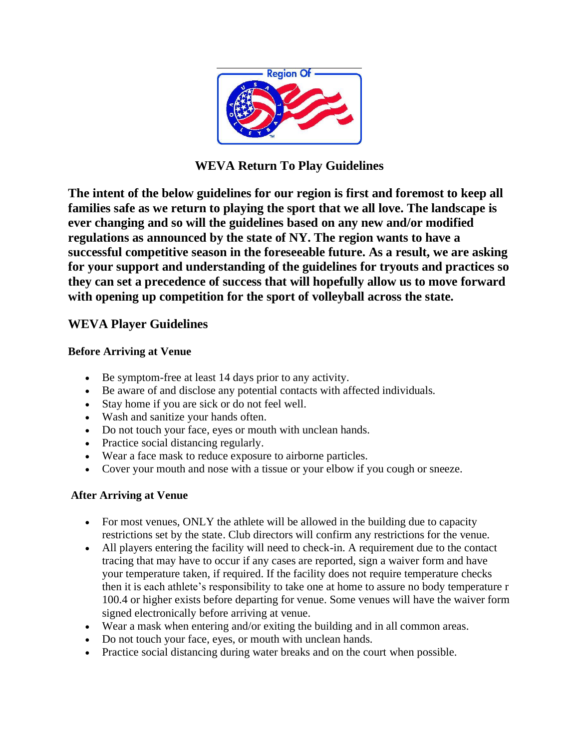Region Of

# WEVA Return To Play Guidelines

**The intent of the below guidelines for our region is first and foremost to keep all families safe as we return to playing the sport that we all love. The landscape is ever changing and so will the guidelines based on any new and/or modified regulations as announced by the state of NY. The region wants to have a successful competitive season in the foreseeable future. As a result, we are asking for your support and understanding of the guidelines for tryouts and practices so they can set a precedence of success that will hopefully allow us to move forward with opening up competition for the sport of volleyball across the state.**

## WEVA Player Guidelines

### Before Arriving at Venue

- Be symptom-free at least 14 days prior to any activity.
- Be aware of and disclose any potential contacts with affected individuals.
- Stay home if you are sick or do not feel well.
- Wash and sanitize your hands often.
- Do not touch your face, eyes or mouth with unclean hands.
- Practice social distancing regularly.
- Wear a face mask to reduce exposure to airborne particles.
- Cover your mouth and nose with a tissue or your elbow if you cough or sneeze.

### After Arriving at Venue

- For most venues, ONLY the athlete will be allowed in the building due to capacity restrictions set by the state. Club directors will confirm any restrictions for the venue.
- All players entering the facility will need to check-in. A requirement due to the contact tracing that may have to occur if any cases are reported, sign a waiver form and have your temperature taken, if required. If the facility does not require temperature checks then it is each athlete's responsibility to take one at home to assure no body temperature r 100.4 or higher exists before departing for venue. Some venues will have the waiver form signed electronically before arriving at venue.
- Wear a mask when entering and/or exiting the building and in all common areas.
- Do not touch your face, eyes, or mouth with unclean hands.
- Practice social distancing during water breaks and on the court when possible.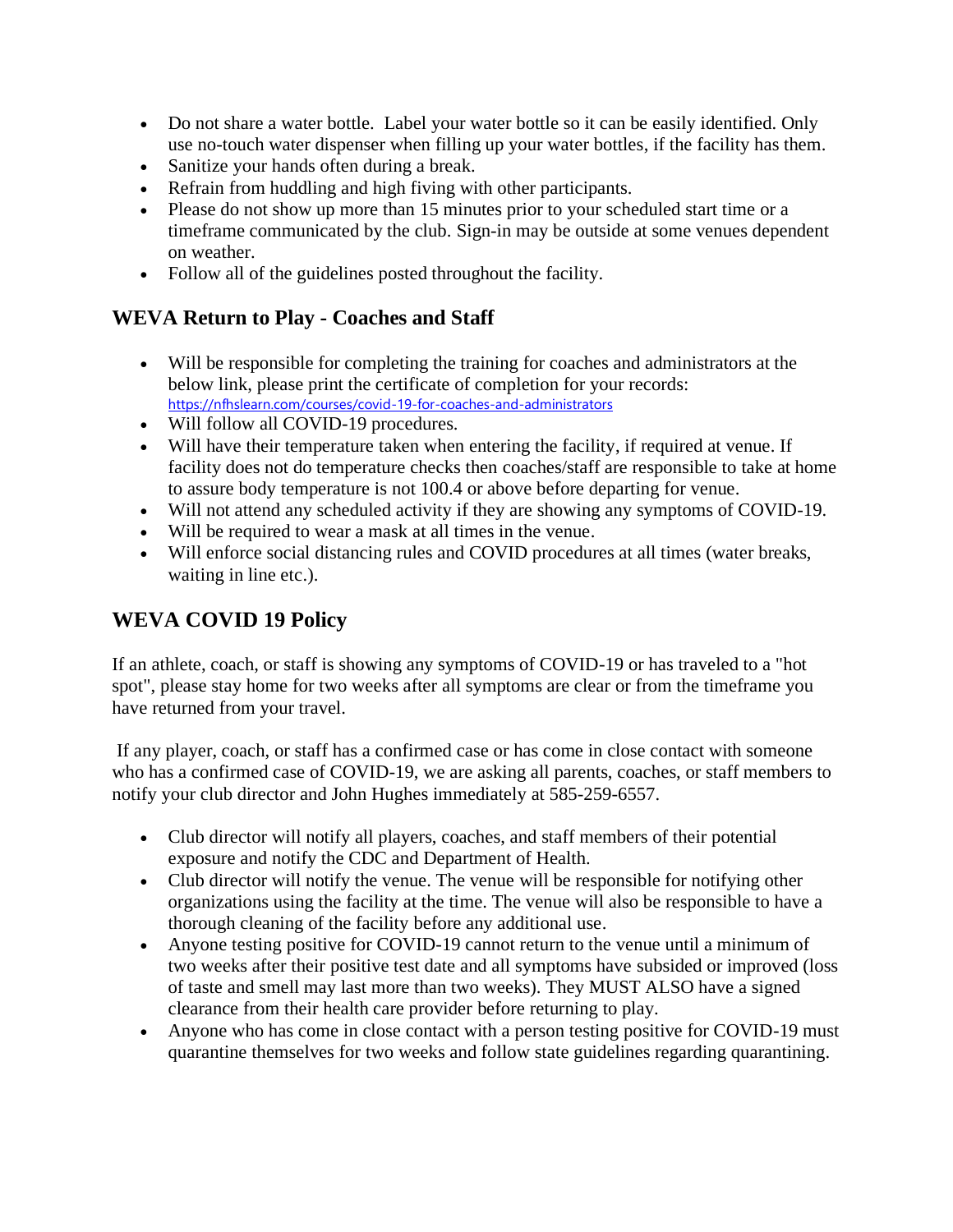- Do not share a water bottle. Label your water bottle so it can be easily identified. Only use no-touch water dispenser when filling up your water bottles, if the facility has them.
- Sanitize your hands often during a break.
- Refrain from huddling and high fiving with other participants.
- Please do not show up more than 15 minutes prior to your scheduled start time or a timeframe communicated by the club. Sign-in may be outside at some venues dependent on weather.
- Follow all of the guidelines posted throughout the facility.

## WEVA Return to Play - Coaches and Staff

- Will be responsible for completing the training for coaches and administrators at the below link, please print the certificate of completion for your records: https://nfhslearn.com/courses/covid-19-for-coaches-and-administrators
- Will follow all COVID-19 procedures.
- Will have their temperature taken when entering the facility, if required at venue. If facility does not do temperature checks then coaches/staff are responsible to take at home to assure body temperature is not 100.4 or above before departing for venue.
- Will not attend any scheduled activity if they are showing any symptoms of COVID-19.
- Will be required to wear a mask at all times in the venue.
- Will enforce social distancing rules and COVID procedures at all times (water breaks, waiting in line etc.).

## WEVA COVID 19 Policy

If an athlete, coach, or staff is showing any symptoms of COVID-19 or has traveled to a "hot spot", please stay home for two weeks after all symptoms are clear or from the timeframe you have returned from your travel.

If any player, coach, or staff has a confirmed case or has come in close contact with someone who has a confirmed case of COVID-19, we are asking all parents, coaches, or staff members to notify your club director and John Hughes immediately at 585-259-6557.

- Club director will notify all players, coaches, and staff members of their potential exposure and notify the CDC and Department of Health.
- Club director will notify the venue. The venue will be responsible for notifying other organizations using the facility at the time. The venue will also be responsible to have a thorough cleaning of the facility before any additional use.
- Anyone testing positive for COVID-19 cannot return to the venue until a minimum of two weeks after their positive test date and all symptoms have subsided or improved (loss of taste and smell may last more than two weeks). They MUST ALSO have a signed clearance from their health care provider before returning to play.
- Anyone who has come in close contact with a person testing positive for COVID-19 must quarantine themselves for two weeks and follow state guidelines regarding quarantining.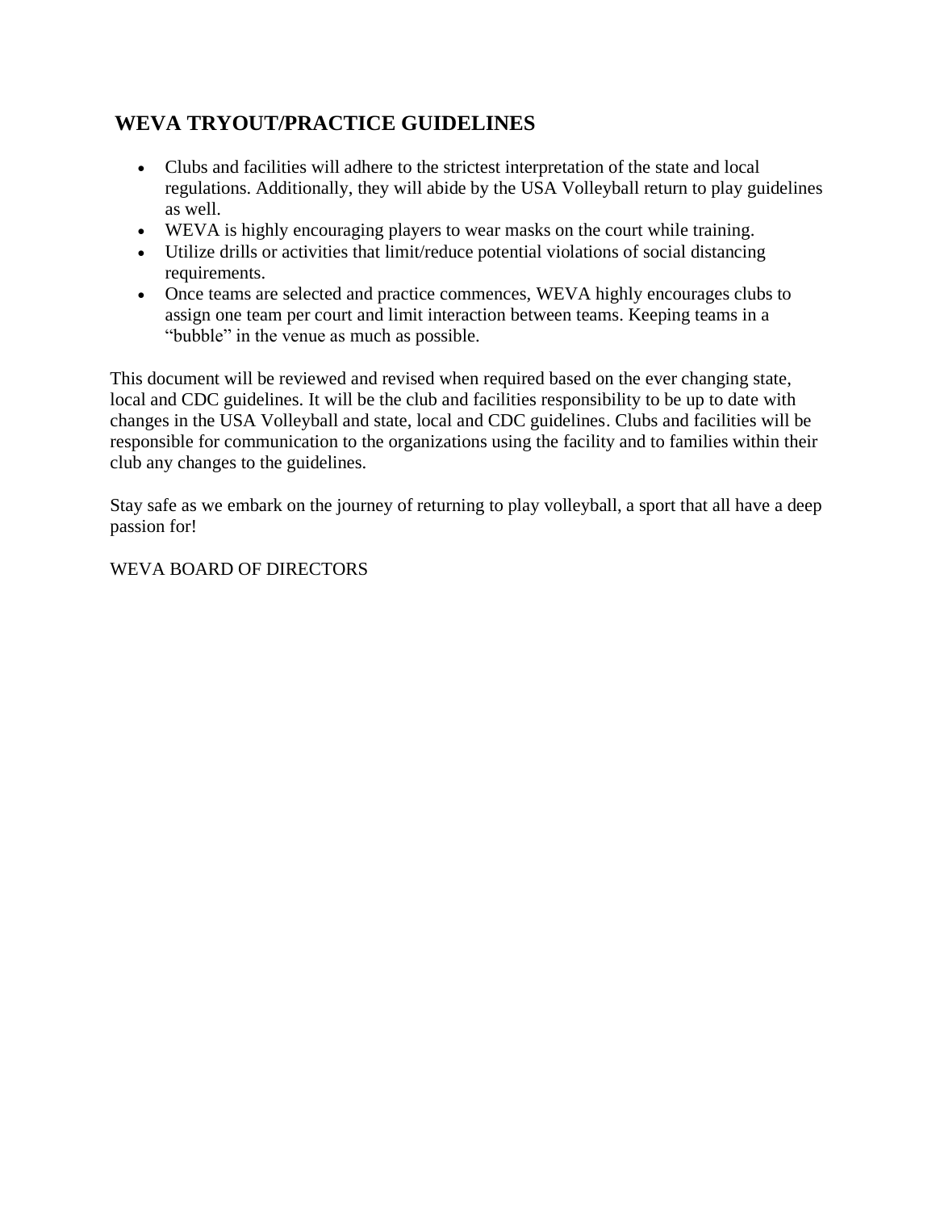## WEVA TRYOUT/PRACTICE GUIDELINES

- Clubs and facilities will adhere to the strictest interpretation of the state and local regulations. Additionally, they will abide by the USA Volleyball return to play guidelines as well.
- WEVA is highly encouraging players to wear masks on the court while training.
- Utilize drills or activities that limit/reduce potential violations of social distancing requirements.
- Once teams are selected and practice commences, WEVA highly encourages clubs to assign one team per court and limit interaction between teams. Keeping teams in a "bubble" in the venue as much as possible.

This document will be reviewed and revised when required based on the ever changing state, local and CDC guidelines. It will be the club and facilities responsibility to be up to date with changes in the USA Volleyball and state, local and CDC guidelines. Clubs and facilities will be responsible for communication to the organizations using the facility and to families within their club any changes to the guidelines.

Stay safe as we embark on the journey of returning to play volleyball, a sport that all have a deep passion for!

WEVA BOARD OF DIRECTORS